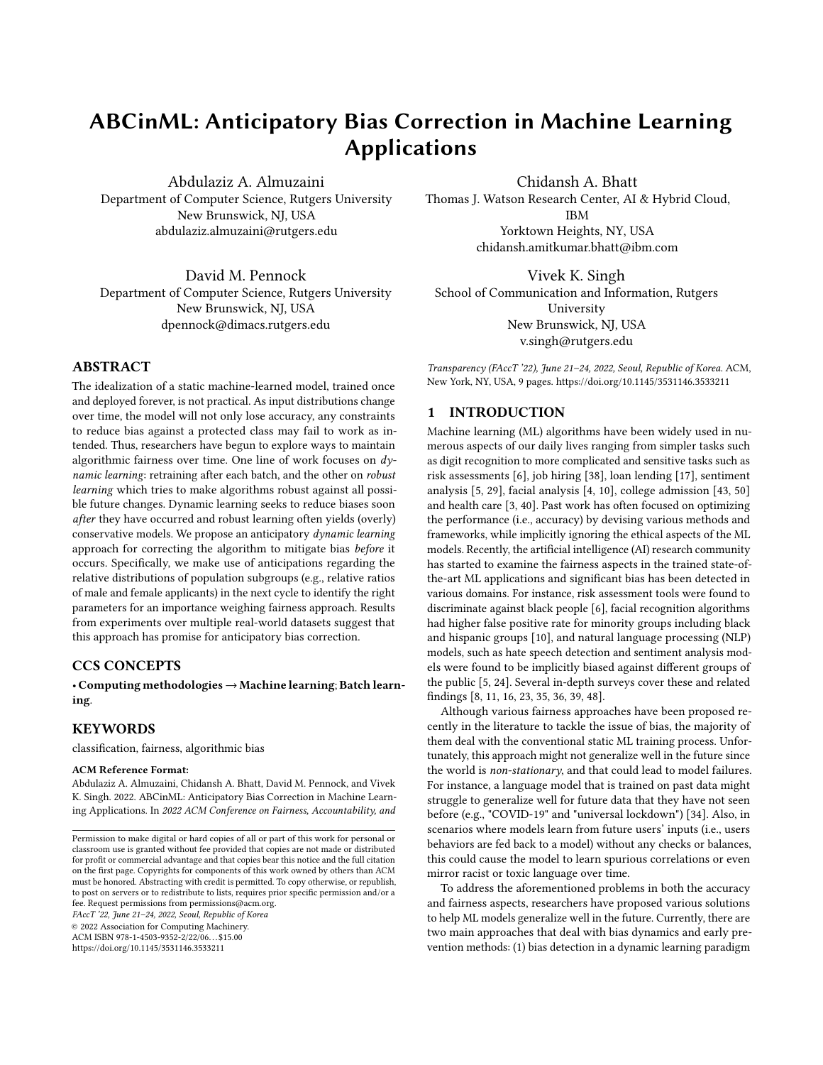# ABCinML: Anticipatory Bias Correction in Machine Learning Applications

Abdulaziz A. Almuzaini
Department of Computer Science, Rutgers University
New Brunswick, NJ, USA
abdulaziz.almuzaini@rutgers.edu

Chidansh A. Bhatt
Thomas J. Watson Research Center, AI & Hybrid Cloud, IBM
Yorktown Heights, NY, USA
chidansh.amitkumar.bhatt@ibm.com

David M. Pennock
Department of Computer Science, Rutgers University
New Brunswick, NJ, USA
dpennock@dimacs.rutgers.edu

Vivek K. Singh
School of Communication and Information, Rutgers University
New Brunswick, NJ, USA
v.singh@rutgers.edu

## ABSTRACT

The idealization of a static machine-learned model, trained once and deployed forever, is not practical. As input distributions change over time, the model will not only lose accuracy, any constraints to reduce bias against a protected class may fail to work as intended. Thus, researchers have begun to explore ways to maintain algorithmic fairness over time. One line of work focuses on *dynamic learning*: retraining after each batch, and the other on *robust learning* which tries to make algorithms robust against all possible future changes. Dynamic learning seeks to reduce biases soon *after* they have occurred and robust learning often yields (overly) conservative models. We propose an anticipatory *dynamic learning* approach for correcting the algorithm to mitigate bias *before* it occurs. Specifically, we make use of anticipations regarding the relative distributions of population subgroups (e.g., relative ratios of male and female applicants) in the next cycle to identify the right parameters for an importance weighing fairness approach. Results from experiments over multiple real-world datasets suggest that this approach has promise for anticipatory bias correction.

## CCS CONCEPTS

• **Computing methodologies → Machine learning**; **Batch learning**.

## KEYWORDS

classification, fairness, algorithmic bias

**ACM Reference Format:**
Abdulaziz A. Almuzaini, Chidansh A. Bhatt, David M. Pennock, and Vivek K. Singh. 2022. ABCinML: Anticipatory Bias Correction in Machine Learning Applications. In *2022 ACM Conference on Fairness, Accountability, and Transparency (FAccT '22), June 21–24, 2022, Seoul, Republic of Korea.* ACM, New York, NY, USA, 9 pages. https://doi.org/10.1145/3531146.3533211

Permission to make digital or hard copies of all or part of this work for personal or classroom use is granted without fee provided that copies are not made or distributed for profit or commercial advantage and that copies bear this notice and the full citation on the first page. Copyrights for components of this work owned by others than ACM must be honored. Abstracting with credit is permitted. To copy otherwise, or republish, to post on servers or to redistribute to lists, requires prior specific permission and/or a fee. Request permissions from permissions@acm.org.
*FAccT '22, June 21–24, 2022, Seoul, Republic of Korea*
© 2022 Association for Computing Machinery.
ACM ISBN 978-1-4503-9352-2/22/06…$15.00
https://doi.org/10.1145/3531146.3533211

## 1 INTRODUCTION

Machine learning (ML) algorithms have been widely used in numerous aspects of our daily lives ranging from simpler tasks such as digit recognition to more complicated and sensitive tasks such as risk assessments [6], job hiring [38], loan lending [17], sentiment analysis [5, 29], facial analysis [4, 10], college admission [43, 50] and health care [3, 40]. Past work has often focused on optimizing the performance (i.e., accuracy) by devising various methods and frameworks, while implicitly ignoring the ethical aspects of the ML models. Recently, the artificial intelligence (AI) research community has started to examine the fairness aspects in the trained state-of-the-art ML applications and significant bias has been detected in various domains. For instance, risk assessment tools were found to discriminate against black people [6], facial recognition algorithms had higher false positive rate for minority groups including black and hispanic groups [10], and natural language processing (NLP) models, such as hate speech detection and sentiment analysis models were found to be implicitly biased against different groups of the public [5, 24]. Several in-depth surveys cover these and related findings [8, 11, 16, 23, 35, 36, 39, 48].

Although various fairness approaches have been proposed recently in the literature to tackle the issue of bias, the majority of them deal with the conventional static ML training process. Unfortunately, this approach might not generalize well in the future since the world is *non-stationary*, and that could lead to model failures. For instance, a language model that is trained on past data might struggle to generalize well for future data that they have not seen before (e.g., "COVID-19" and "universal lockdown") [34]. Also, in scenarios where models learn from future users' inputs (i.e., users behaviors are fed back to a model) without any checks or balances, this could cause the model to learn spurious correlations or even mirror racist or toxic language over time.

To address the aforementioned problems in both the accuracy and fairness aspects, researchers have proposed various solutions to help ML models generalize well in the future. Currently, there are two main approaches that deal with bias dynamics and early prevention methods: (1) bias detection in a dynamic learning paradigm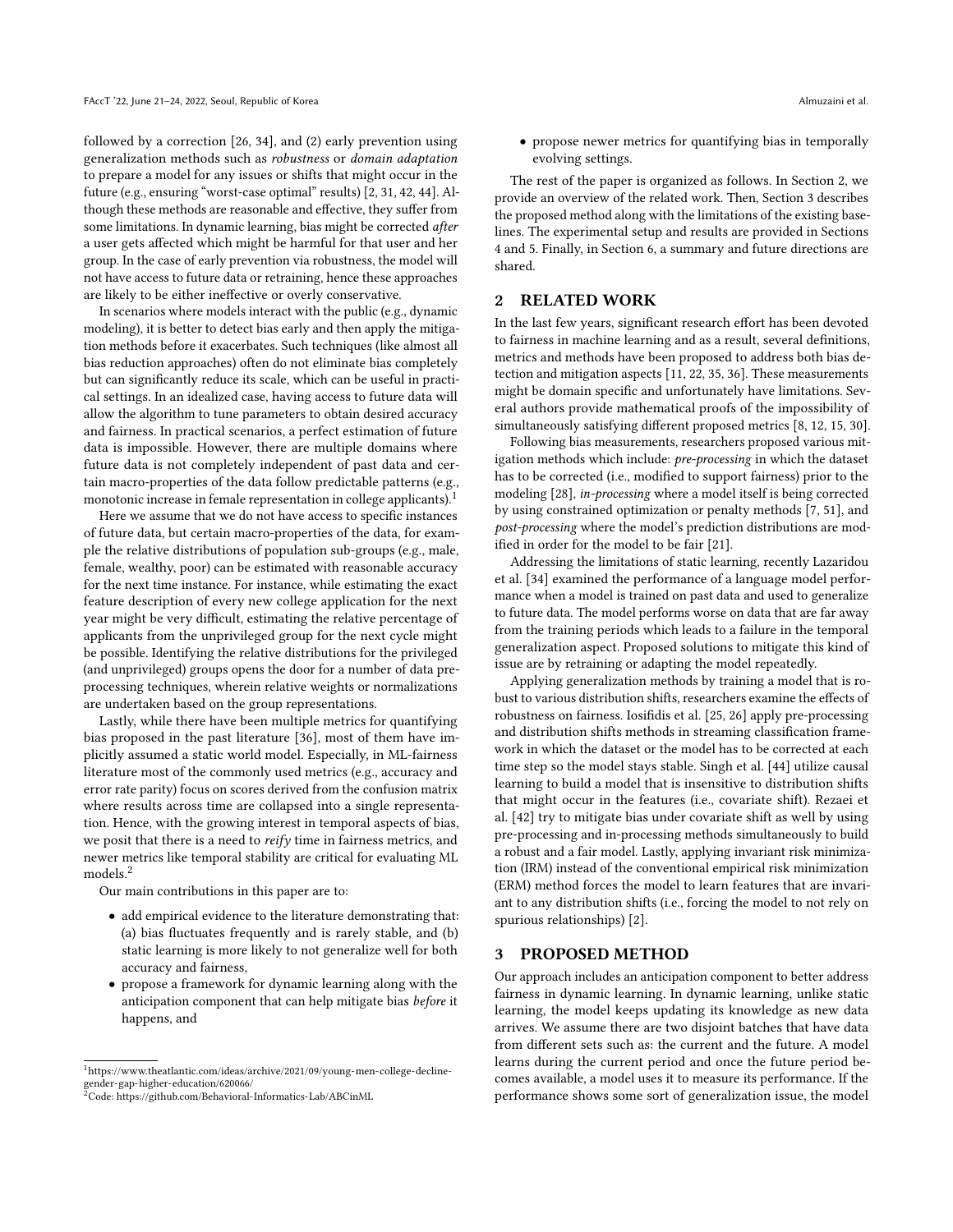followed by a correction [26, 34], and (2) early prevention using generalization methods such as *robustness* or *domain adaptation* to prepare a model for any issues or shifts that might occur in the future (e.g., ensuring "worst-case optimal" results) [2, 31, 42, 44]. Although these methods are reasonable and effective, they suffer from some limitations. In dynamic learning, bias might be corrected *after* a user gets affected which might be harmful for that user and her group. In the case of early prevention via robustness, the model will not have access to future data or retraining, hence these approaches are likely to be either ineffective or overly conservative.

In scenarios where models interact with the public (e.g., dynamic modeling), it is better to detect bias early and then apply the mitigation methods before it exacerbates. Such techniques (like almost all bias reduction approaches) often do not eliminate bias completely but can significantly reduce its scale, which can be useful in practical settings. In an idealized case, having access to future data will allow the algorithm to tune parameters to obtain desired accuracy and fairness. In practical scenarios, a perfect estimation of future data is impossible. However, there are multiple domains where future data is not completely independent of past data and certain macro-properties of the data follow predictable patterns (e.g., monotonic increase in female representation in college applicants).[1]

Here we assume that we do not have access to specific instances of future data, but certain macro-properties of the data, for example the relative distributions of population sub-groups (e.g., male, female, wealthy, poor) can be estimated with reasonable accuracy for the next time instance. For instance, while estimating the exact feature description of every new college application for the next year might be very difficult, estimating the relative percentage of applicants from the unprivileged group for the next cycle might be possible. Identifying the relative distributions for the privileged (and unprivileged) groups opens the door for a number of data preprocessing techniques, wherein relative weights or normalizations are undertaken based on the group representations.

Lastly, while there have been multiple metrics for quantifying bias proposed in the past literature [36], most of them have implicitly assumed a static world model. Especially, in ML-fairness literature most of the commonly used metrics (e.g., accuracy and error rate parity) focus on scores derived from the confusion matrix where results across time are collapsed into a single representation. Hence, with the growing interest in temporal aspects of bias, we posit that there is a need to *reify* time in fairness metrics, and newer metrics like temporal stability are critical for evaluating ML models.[2]

Our main contributions in this paper are to:

- add empirical evidence to the literature demonstrating that: (a) bias fluctuates frequently and is rarely stable, and (b) static learning is more likely to not generalize well for both accuracy and fairness,
- propose a framework for dynamic learning along with the anticipation component that can help mitigate bias *before* it happens, and
- propose newer metrics for quantifying bias in temporally evolving settings.

The rest of the paper is organized as follows. In Section 2, we provide an overview of the related work. Then, Section 3 describes the proposed method along with the limitations of the existing baselines. The experimental setup and results are provided in Sections 4 and 5. Finally, in Section 6, a summary and future directions are shared.

## 2 RELATED WORK

In the last few years, significant research effort has been devoted to fairness in machine learning and as a result, several definitions, metrics and methods have been proposed to address both bias detection and mitigation aspects [11, 22, 35, 36]. These measurements might be domain specific and unfortunately have limitations. Several authors provide mathematical proofs of the impossibility of simultaneously satisfying different proposed metrics [8, 12, 15, 30].

Following bias measurements, researchers proposed various mitigation methods which include: *pre-processing* in which the dataset has to be corrected (i.e., modified to support fairness) prior to the modeling [28], *in-processing* where a model itself is being corrected by using constrained optimization or penalty methods [7, 51], and *post-processing* where the model's prediction distributions are modified in order for the model to be fair [21].

Addressing the limitations of static learning, recently Lazaridou et al. [34] examined the performance of a language model performance when a model is trained on past data and used to generalize to future data. The model performs worse on data that are far away from the training periods which leads to a failure in the temporal generalization aspect. Proposed solutions to mitigate this kind of issue are by retraining or adapting the model repeatedly.

Applying generalization methods by training a model that is robust to various distribution shifts, researchers examine the effects of robustness on fairness. Iosifidis et al. [25, 26] apply pre-processing and distribution shifts methods in streaming classification framework in which the dataset or the model has to be corrected at each time step so the model stays stable. Singh et al. [44] utilize causal learning to build a model that is insensitive to distribution shifts that might occur in the features (i.e., covariate shift). Rezaei et al. [42] try to mitigate bias under covariate shift as well by using pre-processing and in-processing methods simultaneously to build a robust and a fair model. Lastly, applying invariant risk minimization (IRM) instead of the conventional empirical risk minimization (ERM) method forces the model to learn features that are invariant to any distribution shifts (i.e., forcing the model to not rely on spurious relationships) [2].

## 3 PROPOSED METHOD

Our approach includes an anticipation component to better address fairness in dynamic learning. In dynamic learning, unlike static learning, the model keeps updating its knowledge as new data arrives. We assume there are two disjoint batches that have data from different sets such as: the current and the future. A model learns during the current period and once the future period becomes available, a model uses it to measure its performance. If the performance shows some sort of generalization issue, the model

[1] https://www.theatlantic.com/ideas/archive/2021/09/young-men-college-decline-gender-gap-higher-education/620066/

[2] Code: https://github.com/Behavioral-Informatics-Lab/ABCinML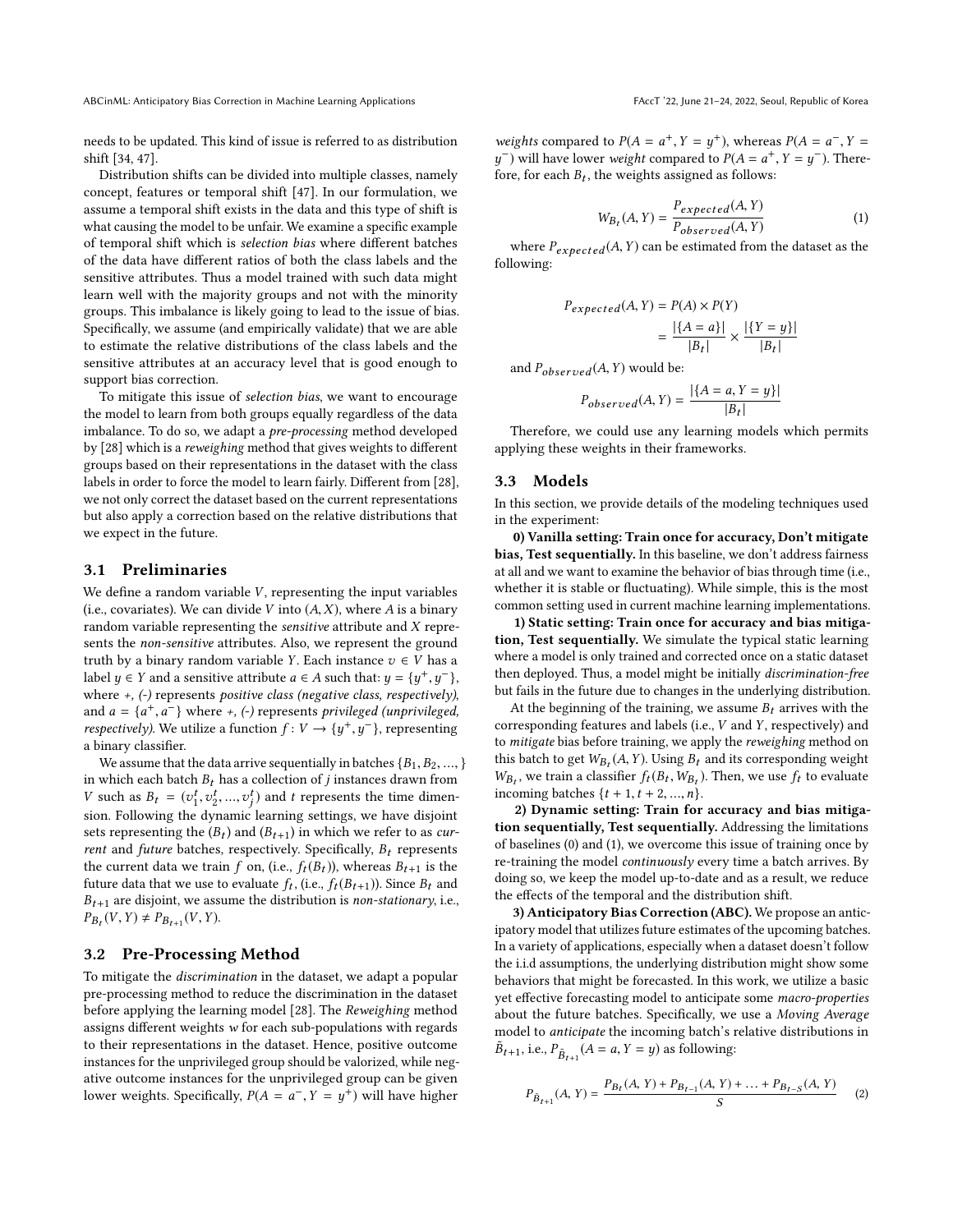needs to be updated. This kind of issue is referred to as distribution shift [34, 47].

Distribution shifts can be divided into multiple classes, namely concept, features or temporal shift [47]. In our formulation, we assume a temporal shift exists in the data and this type of shift is what causing the model to be unfair. We examine a specific example of temporal shift which is *selection bias* where different batches of the data have different ratios of both the class labels and the sensitive attributes. Thus a model trained with such data might learn well with the majority groups and not with the minority groups. This imbalance is likely going to lead to the issue of bias. Specifically, we assume (and empirically validate) that we are able to estimate the relative distributions of the class labels and the sensitive attributes at an accuracy level that is good enough to support bias correction.

To mitigate this issue of *selection bias*, we want to encourage the model to learn from both groups equally regardless of the data imbalance. To do so, we adapt a *pre-processing* method developed by [28] which is a *reweighing* method that gives weights to different groups based on their representations in the dataset with the class labels in order to force the model to learn fairly. Different from [28], we not only correct the dataset based on the current representations but also apply a correction based on the relative distributions that we expect in the future.

## 3.1 Preliminaries

We define a random variable $V$, representing the input variables (i.e., covariates). We can divide $V$ into $(A, X)$, where $A$ is a binary random variable representing the *sensitive* attribute and $X$ represents the *non-sensitive* attributes. Also, we represent the ground truth by a binary random variable $Y$. Each instance $v \in V$ has a label $y \in Y$ and a sensitive attribute $a \in A$ such that: $y = \{y^+, y^-\}$, where *+, (-)* represents *positive class (negative class, respectively)*, and $a = \{a^+, a^-\}$ where *+, (-)* represents *privileged (unprivileged, respectively)*. We utilize a function $f : V \rightarrow \{y^+, y^-\}$, representing a binary classifier.

We assume that the data arrive sequentially in batches $\{B_1, B_2, ..., \}$ in which each batch $B_t$ has a collection of $j$ instances drawn from $V$ such as $B_t = (v_1^t, v_2^t, ..., v_j^t)$ and $t$ represents the time dimension. Following the dynamic learning settings, we have disjoint sets representing the $(B_t)$ and $(B_{t+1})$ in which we refer to as *current* and *future* batches, respectively. Specifically, $B_t$ represents the current data we train $f$ on, (i.e., $f_t(B_t)$), whereas $B_{t+1}$ is the future data that we use to evaluate $f_t$, (i.e., $f_t(B_{t+1})$). Since $B_t$ and $B_{t+1}$ are disjoint, we assume the distribution is *non-stationary*, i.e., $P_{B_t}(V, Y) \neq P_{B_{t+1}}(V, Y)$.

## 3.2 Pre-Processing Method

To mitigate the *discrimination* in the dataset, we adapt a popular pre-processing method to reduce the discrimination in the dataset before applying the learning model [28]. The *Reweighing* method assigns different weights $w$ for each sub-populations with regards to their representations in the dataset. Hence, positive outcome instances for the unprivileged group should be valorized, while negative outcome instances for the unprivileged group can be given lower weights. Specifically, $P(A = a^-, Y = y^+)$ will have higher *weights* compared to $P(A = a^+, Y = y^+)$, whereas $P(A = a^-, Y = y^-)$ will have lower *weight* compared to $P(A = a^+, Y = y^-)$. Therefore, for each $B_t$, the weights assigned as follows:

$$W_{B_t}(A, Y) = \frac{P_{expected}(A, Y)}{P_{observed}(A, Y)} \tag{1}$$

where $P_{expected}(A, Y)$ can be estimated from the dataset as the following:

$$\begin{aligned} P_{expected}(A, Y) &= P(A) \times P(Y) \\ &= \frac{|\{A = a\}|}{|B_t|} \times \frac{|\{Y = y\}|}{|B_t|} \end{aligned}$$

and $P_{observed}(A, Y)$ would be:

$$P_{observed}(A, Y) = \frac{|\{A = a, Y = y\}|}{|B_t|}$$

Therefore, we could use any learning models which permits applying these weights in their frameworks.

## 3.3 Models

In this section, we provide details of the modeling techniques used in the experiment:

**0) Vanilla setting: Train once for accuracy, Don't mitigate bias, Test sequentially.** In this baseline, we don't address fairness at all and we want to examine the behavior of bias through time (i.e., whether it is stable or fluctuating). While simple, this is the most common setting used in current machine learning implementations.

**1) Static setting: Train once for accuracy and bias mitigation, Test sequentially.** We simulate the typical static learning where a model is only trained and corrected once on a static dataset then deployed. Thus, a model might be initially *discrimination-free* but fails in the future due to changes in the underlying distribution.

At the beginning of the training, we assume $B_t$ arrives with the corresponding features and labels (i.e., $V$ and $Y$, respectively) and to *mitigate* bias before training, we apply the *reweighing* method on this batch to get $W_{B_t}(A, Y)$. Using $B_t$ and its corresponding weight $W_{B_t}$, we train a classifier $f_t(B_t, W_{B_t})$. Then, we use $f_t$ to evaluate incoming batches $\{t + 1, t + 2, ..., n\}$.

**2) Dynamic setting: Train for accuracy and bias mitigation sequentially, Test sequentially.** Addressing the limitations of baselines (0) and (1), we overcome this issue of training once by re-training the model *continuously* every time a batch arrives. By doing so, we keep the model up-to-date and as a result, we reduce the effects of the temporal and the distribution shift.

**3) Anticipatory Bias Correction (ABC).** We propose an anticipatory model that utilizes future estimates of the upcoming batches. In a variety of applications, especially when a dataset doesn't follow the i.i.d assumptions, the underlying distribution might show some behaviors that might be forecasted. In this work, we utilize a basic yet effective forecasting model to anticipate some *macro-properties* about the future batches. Specifically, we use a *Moving Average* model to *anticipate* the incoming batch's relative distributions in $\tilde{B}_{t+1}$, i.e., $P_{\tilde{B}_{t+1}}(A = a, Y = y)$ as following:

$$P_{\tilde{B}_{t+1}}(A, Y) = \frac{P_{B_t}(A, Y) + P_{B_{t-1}}(A, Y) + \ldots + P_{B_{t-S}}(A, Y)}{S} \tag{2}$$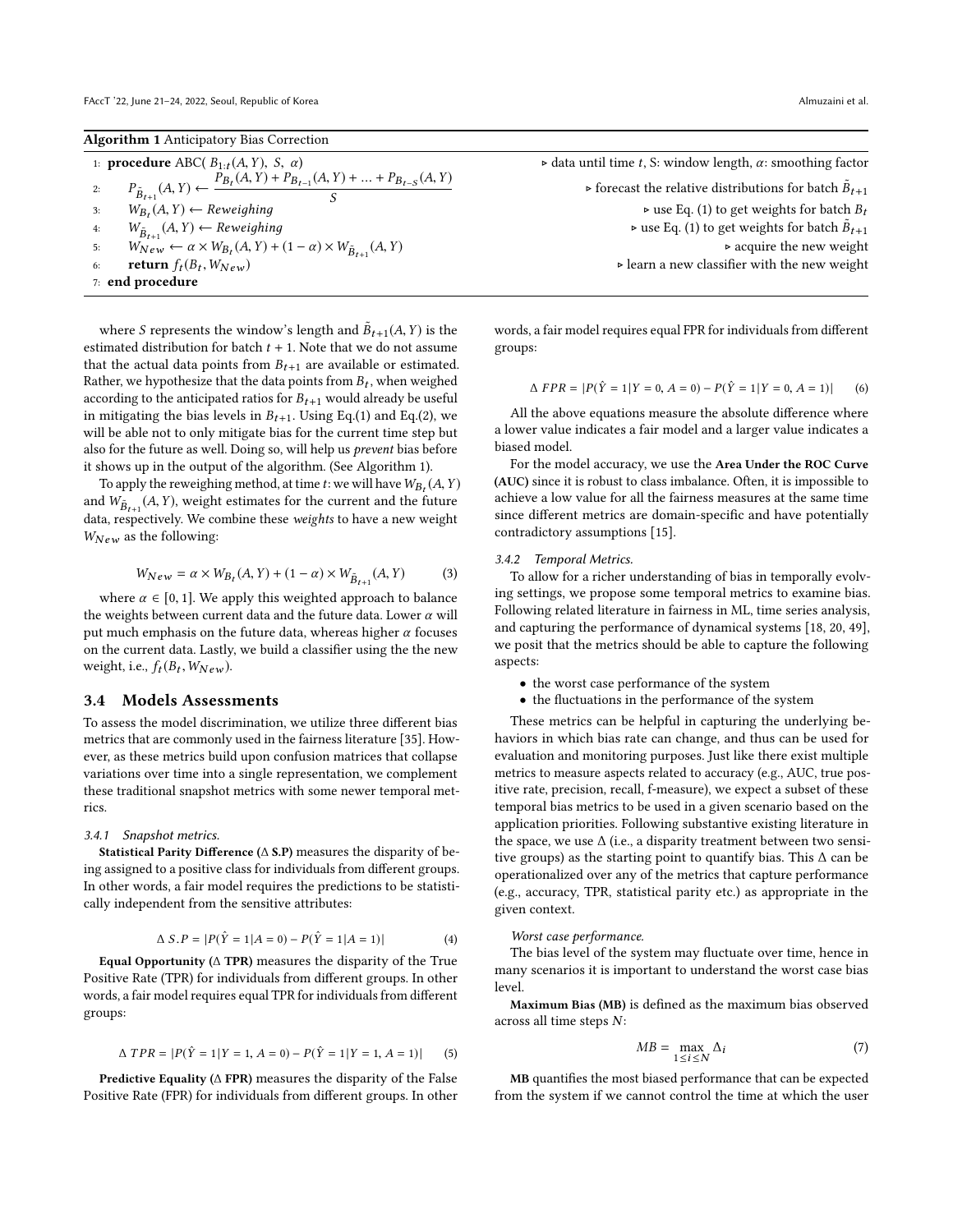**Algorithm 1** Anticipatory Bias Correction

```
1: procedure ABC( B_{1:t}(A, Y), S, α)                          ▷ data until time t, S: window length, α: smoothing factor
2:     P_{B̃_{t+1}}(A, Y) ← (P_{B_t}(A, Y) + P_{B_{t-1}}(A, Y) + ... + P_{B_{t-S}}(A, Y)) / S
                                                                 ▷ forecast the relative distributions for batch B̃_{t+1}
3:     W_{B_t}(A, Y) ← Reweighing                                ▷ use Eq. (1) to get weights for batch B_t
4:     W_{B̃_{t+1}}(A, Y) ← Reweighing                           ▷ use Eq. (1) to get weights for batch B̃_{t+1}
5:     W_{New} ← α × W_{B_t}(A, Y) + (1 − α) × W_{B̃_{t+1}}(A, Y)  ▷ acquire the new weight
6:     return f_t(B_t, W_{New})                                  ▷ learn a new classifier with the new weight
7: end procedure
```

where $S$ represents the window's length and $\tilde{B}_{t+1}(A, Y)$ is the estimated distribution for batch $t+1$. Note that we do not assume that the actual data points from $B_{t+1}$ are available or estimated. Rather, we hypothesize that the data points from $B_t$, when weighed according to the anticipated ratios for $B_{t+1}$ would already be useful in mitigating the bias levels in $B_{t+1}$. Using Eq.(1) and Eq.(2), we will be able not to only mitigate bias for the current time step but also for the future as well. Doing so, will help us *prevent* bias before it shows up in the output of the algorithm. (See Algorithm 1).

To apply the reweighing method, at time $t$: we will have $W_{B_t}(A, Y)$ and $W_{\tilde{B}_{t+1}}(A, Y)$, weight estimates for the current and the future data, respectively. We combine these *weights* to have a new weight $W_{New}$ as the following:

$$W_{New} = \alpha \times W_{B_t}(A, Y) + (1 - \alpha) \times W_{\tilde{B}_{t+1}}(A, Y) \tag{3}$$

where $\alpha \in [0, 1]$. We apply this weighted approach to balance the weights between current data and the future data. Lower $\alpha$ will put much emphasis on the future data, whereas higher $\alpha$ focuses on the current data. Lastly, we build a classifier using the the new weight, i.e., $f_t(B_t, W_{New})$.

## 3.4 Models Assessments

To assess the model discrimination, we utilize three different bias metrics that are commonly used in the fairness literature [35]. However, as these metrics build upon confusion matrices that collapse variations over time into a single representation, we complement these traditional snapshot metrics with some newer temporal metrics.

### 3.4.1 Snapshot metrics.

**Statistical Parity Difference (Δ S.P)** measures the disparity of being assigned to a positive class for individuals from different groups. In other words, a fair model requires the predictions to be statistically independent from the sensitive attributes:

$$\Delta\ S.P = |P(\hat{Y} = 1|A = 0) - P(\hat{Y} = 1|A = 1)| \tag{4}$$

**Equal Opportunity (Δ TPR)** measures the disparity of the True Positive Rate (TPR) for individuals from different groups. In other words, a fair model requires equal TPR for individuals from different groups:

$$\Delta\ TPR = |P(\hat{Y} = 1|Y = 1, A = 0) - P(\hat{Y} = 1|Y = 1, A = 1)| \tag{5}$$

**Predictive Equality (Δ FPR)** measures the disparity of the False Positive Rate (FPR) for individuals from different groups. In other words, a fair model requires equal FPR for individuals from different groups:

$$\Delta\ FPR = |P(\hat{Y} = 1|Y = 0, A = 0) - P(\hat{Y} = 1|Y = 0, A = 1)| \tag{6}$$

All the above equations measure the absolute difference where a lower value indicates a fair model and a larger value indicates a biased model.

For the model accuracy, we use the **Area Under the ROC Curve (AUC)** since it is robust to class imbalance. Often, it is impossible to achieve a low value for all the fairness measures at the same time since different metrics are domain-specific and have potentially contradictory assumptions [15].

### 3.4.2 Temporal Metrics.

To allow for a richer understanding of bias in temporally evolving settings, we propose some temporal metrics to examine bias. Following related literature in fairness in ML, time series analysis, and capturing the performance of dynamical systems [18, 20, 49], we posit that the metrics should be able to capture the following aspects:

- the worst case performance of the system
- the fluctuations in the performance of the system

These metrics can be helpful in capturing the underlying behaviors in which bias rate can change, and thus can be used for evaluation and monitoring purposes. Just like there exist multiple metrics to measure aspects related to accuracy (e.g., AUC, true positive rate, precision, recall, f-measure), we expect a subset of these temporal bias metrics to be used in a given scenario based on the application priorities. Following substantive existing literature in the space, we use Δ (i.e., a disparity treatment between two sensitive groups) as the starting point to quantify bias. This Δ can be operationalized over any of the metrics that capture performance (e.g., accuracy, TPR, statistical parity etc.) as appropriate in the given context.

*Worst case performance.*

The bias level of the system may fluctuate over time, hence in many scenarios it is important to understand the worst case bias level.

**Maximum Bias (MB)** is defined as the maximum bias observed across all time steps $N$:

$$MB = \max_{1 \leq i \leq N} \Delta_i \tag{7}$$

**MB** quantifies the most biased performance that can be expected from the system if we cannot control the time at which the user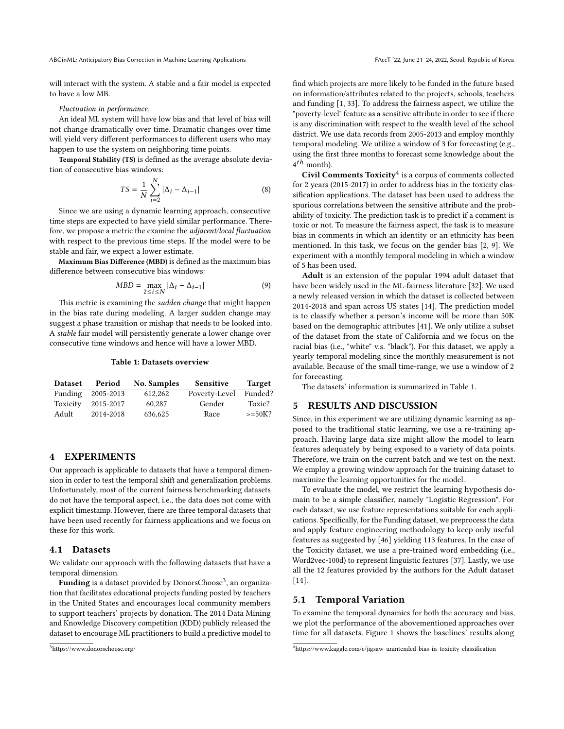will interact with the system. A stable and a fair model is expected to have a low MB.

*Fluctuation in performance.*

An ideal ML system will have low bias and that level of bias will not change dramatically over time. Dramatic changes over time will yield very different performances to different users who may happen to use the system on neighboring time points.

**Temporal Stability (TS)** is defined as the average absolute deviation of consecutive bias windows:

$$TS = \frac{1}{N} \sum_{i=2}^{N} |\Delta_i - \Delta_{i-1}| \tag{8}$$

Since we are using a dynamic learning approach, consecutive time steps are expected to have yield similar performance. Therefore, we propose a metric the examine the *adjacent/local fluctuation* with respect to the previous time steps. If the model were to be stable and fair, we expect a lower estimate.

**Maximum Bias Difference (MBD)** is defined as the maximum bias difference between consecutive bias windows:

$$MBD = \max_{2 \leq i \leq N} |\Delta_i - \Delta_{i-1}| \tag{9}$$

This metric is examining the *sudden change* that might happen in the bias rate during modeling. A larger sudden change may suggest a phase transition or mishap that needs to be looked into. A *stable* fair model will persistently generate a lower change over consecutive time windows and hence will have a lower MBD.

**Table 1: Datasets overview**

| Dataset | Period | No. Samples | Sensitive | Target |
|---|---|---|---|---|
| Funding | 2005-2013 | 612,262 | Poverty-Level | Funded? |
| Toxicity | 2015-2017 | 60,287 | Gender | Toxic? |
| Adult | 2014-2018 | 636,625 | Race | >=50K? |

## 4 EXPERIMENTS

Our approach is applicable to datasets that have a temporal dimension in order to test the temporal shift and generalization problems. Unfortunately, most of the current fairness benchmarking datasets do not have the temporal aspect, i.e., the data does not come with explicit timestamp. However, there are three temporal datasets that have been used recently for fairness applications and we focus on these for this work.

### 4.1 Datasets

We validate our approach with the following datasets that have a temporal dimension.

**Funding** is a dataset provided by DonorsChoose[3], an organization that facilitates educational projects funding posted by teachers in the United States and encourages local community members to support teachers' projects by donation. The 2014 Data Mining and Knowledge Discovery competition (KDD) publicly released the dataset to encourage ML practitioners to build a predictive model to find which projects are more likely to be funded in the future based on information/attributes related to the projects, schools, teachers and funding [1, 33]. To address the fairness aspect, we utilize the "poverty-level" feature as a sensitive attribute in order to see if there is any discrimination with respect to the wealth level of the school district. We use data records from 2005-2013 and employ monthly temporal modeling. We utilize a window of 3 for forecasting (e.g., using the first three months to forecast some knowledge about the $4^{th}$ month).

**Civil Comments Toxicity**[4] is a corpus of comments collected for 2 years (2015-2017) in order to address bias in the toxicity classification applications. The dataset has been used to address the spurious correlations between the sensitive attribute and the probability of toxicity. The prediction task is to predict if a comment is toxic or not. To measure the fairness aspect, the task is to measure bias in comments in which an identity or an ethnicity has been mentioned. In this task, we focus on the gender bias [2, 9]. We experiment with a monthly temporal modeling in which a window of 5 has been used.

**Adult** is an extension of the popular 1994 adult dataset that have been widely used in the ML-fairness literature [32]. We used a newly released version in which the dataset is collected between 2014-2018 and span across US states [14]. The prediction model is to classify whether a person's income will be more than 50K based on the demographic attributes [41]. We only utilize a subset of the dataset from the state of California and we focus on the racial bias (i.e., "white" v.s. "black"). For this dataset, we apply a yearly temporal modeling since the monthly measurement is not available. Because of the small time-range, we use a window of 2 for forecasting.

The datasets' information is summarized in Table 1.

## 5 RESULTS AND DISCUSSION

Since, in this experiment we are utilizing dynamic learning as apposed to the traditional static learning, we use a re-training approach. Having large data size might allow the model to learn features adequately by being exposed to a variety of data points. Therefore, we train on the current batch and we test on the next. We employ a growing window approach for the training dataset to maximize the learning opportunities for the model.

To evaluate the model, we restrict the learning hypothesis domain to be a simple classifier, namely "Logistic Regression". For each dataset, we use feature representations suitable for each applications. Specifically, for the Funding dataset, we preprocess the data and apply feature engineering methodology to keep only useful features as suggested by [46] yielding 113 features. In the case of the Toxicity dataset, we use a pre-trained word embedding (i.e., Word2vec-100d) to represent linguistic features [37]. Lastly, we use all the 12 features provided by the authors for the Adult dataset [14].

### 5.1 Temporal Variation

To examine the temporal dynamics for both the accuracy and bias, we plot the performance of the abovementioned approaches over time for all datasets. Figure 1 shows the baselines' results along

[3] https://www.donorschoose.org/

[4] https://www.kaggle.com/c/jigsaw-unintended-bias-in-toxicity-classification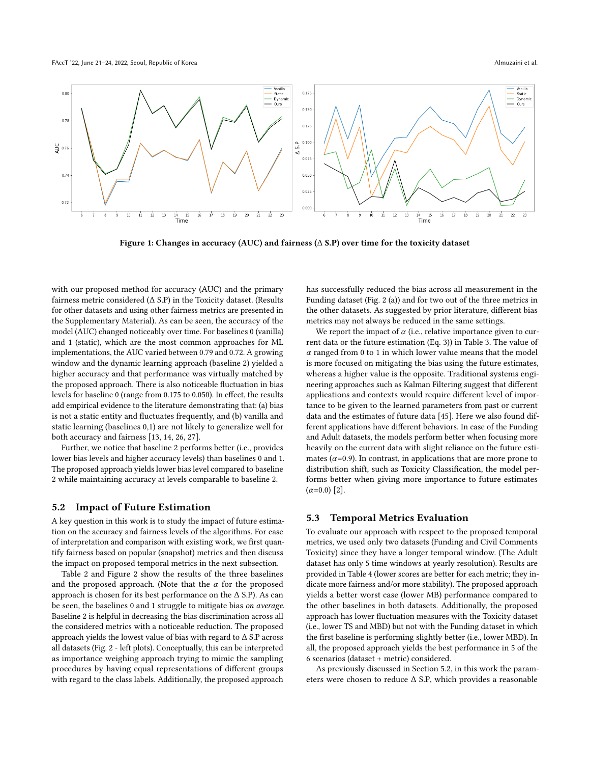Figure 1: Changes in accuracy (AUC) and fairness (Δ S.P) over time for the toxicity dataset

with our proposed method for accuracy (AUC) and the primary fairness metric considered (Δ S.P) in the Toxicity dataset. (Results for other datasets and using other fairness metrics are presented in the Supplementary Material). As can be seen, the accuracy of the model (AUC) changed noticeably over time. For baselines 0 (vanilla) and 1 (static), which are the most common approaches for ML implementations, the AUC varied between 0.79 and 0.72. A growing window and the dynamic learning approach (baseline 2) yielded a higher accuracy and that performance was virtually matched by the proposed approach. There is also noticeable fluctuation in bias levels for baseline 0 (range from 0.175 to 0.050). In effect, the results add empirical evidence to the literature demonstrating that: (a) bias is not a static entity and fluctuates frequently, and (b) vanilla and static learning (baselines 0,1) are not likely to generalize well for both accuracy and fairness [13, 14, 26, 27].

Further, we notice that baseline 2 performs better (i.e., provides lower bias levels and higher accuracy levels) than baselines 0 and 1. The proposed approach yields lower bias level compared to baseline 2 while maintaining accuracy at levels comparable to baseline 2.

## 5.2 Impact of Future Estimation

A key question in this work is to study the impact of future estimation on the accuracy and fairness levels of the algorithms. For ease of interpretation and comparison with existing work, we first quantify fairness based on popular (snapshot) metrics and then discuss the impact on proposed temporal metrics in the next subsection.

Table 2 and Figure 2 show the results of the three baselines and the proposed approach. (Note that the $\alpha$ for the proposed approach is chosen for its best performance on the Δ S.P). As can be seen, the baselines 0 and 1 struggle to mitigate bias *on average*. Baseline 2 is helpful in decreasing the bias discrimination across all the considered metrics with a noticeable reduction. The proposed approach yields the lowest value of bias with regard to Δ S.P across all datasets (Fig. 2 - left plots). Conceptually, this can be interpreted as importance weighing approach trying to mimic the sampling procedures by having equal representations of different groups with regard to the class labels. Additionally, the proposed approach has successfully reduced the bias across all measurement in the Funding dataset (Fig. 2 (a)) and for two out of the three metrics in the other datasets. As suggested by prior literature, different bias metrics may not always be reduced in the same settings.

We report the impact of $\alpha$ (i.e., relative importance given to current data or the future estimation (Eq. 3)) in Table 3. The value of $\alpha$ ranged from 0 to 1 in which lower value means that the model is more focused on mitigating the bias using the future estimates, whereas a higher value is the opposite. Traditional systems engineering approaches such as Kalman Filtering suggest that different applications and contexts would require different level of importance to be given to the learned parameters from past or current data and the estimates of future data [45]. Here we also found different applications have different behaviors. In case of the Funding and Adult datasets, the models perform better when focusing more heavily on the current data with slight reliance on the future estimates ($\alpha$=0.9). In contrast, in applications that are more prone to distribution shift, such as Toxicity Classification, the model performs better when giving more importance to future estimates ($\alpha$=0.0) [2].

## 5.3 Temporal Metrics Evaluation

To evaluate our approach with respect to the proposed temporal metrics, we used only two datasets (Funding and Civil Comments Toxicity) since they have a longer temporal window. (The Adult dataset has only 5 time windows at yearly resolution). Results are provided in Table 4 (lower scores are better for each metric; they indicate more fairness and/or more stability). The proposed approach yields a better worst case (lower MB) performance compared to the other baselines in both datasets. Additionally, the proposed approach has lower fluctuation measures with the Toxicity dataset (i.e., lower TS and MBD) but not with the Funding dataset in which the first baseline is performing slightly better (i.e., lower MBD). In all, the proposed approach yields the best performance in 5 of the 6 scenarios (dataset + metric) considered.

As previously discussed in Section 5.2, in this work the parameters were chosen to reduce Δ S.P, which provides a reasonable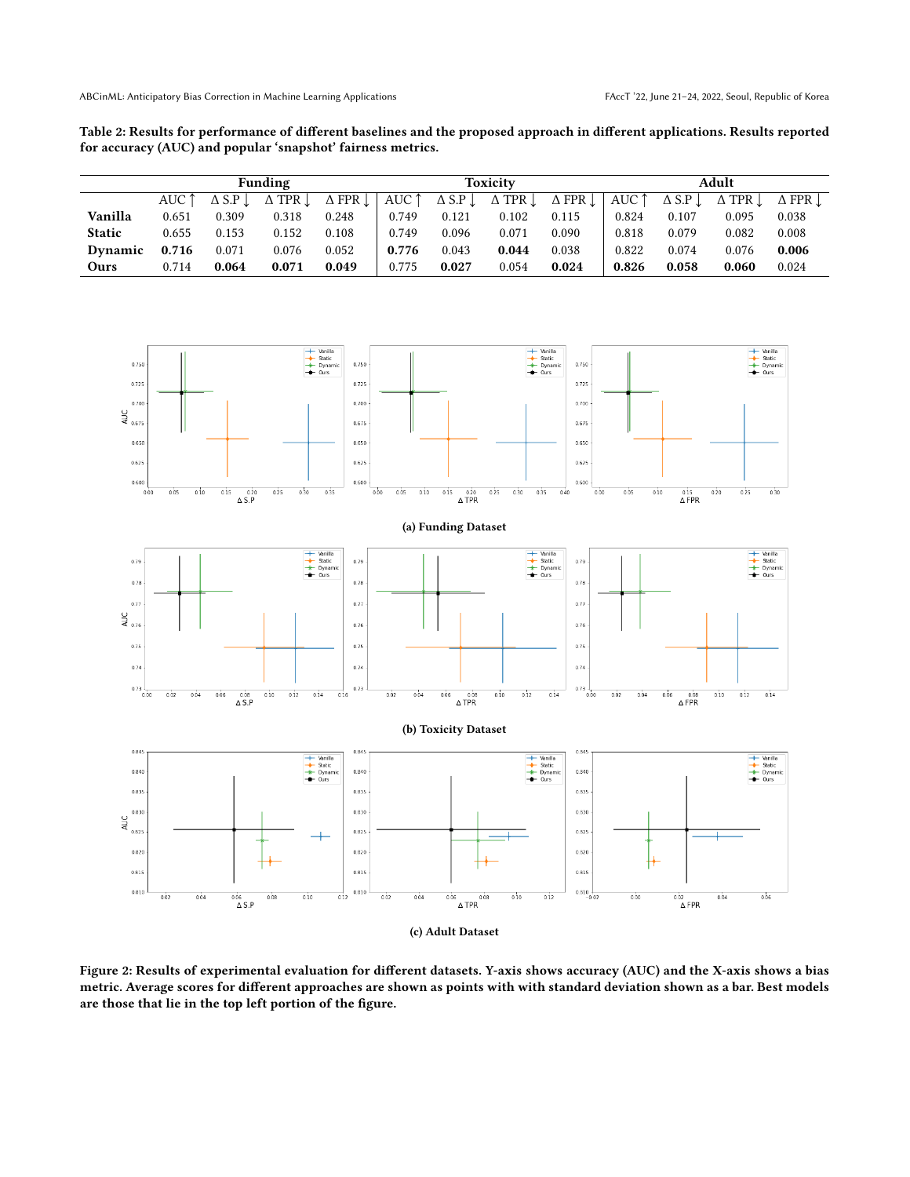**Table 2: Results for performance of different baselines and the proposed approach in different applications. Results reported for accuracy (AUC) and popular 'snapshot' fairness metrics.**

| | Funding | | | | Toxicity | | | | Adult | | | |
|---|---|---|---|---|---|---|---|---|---|---|---|---|
| | AUC ↑ | Δ S.P ↓ | Δ TPR ↓ | Δ FPR ↓ | AUC ↑ | Δ S.P ↓ | Δ TPR ↓ | Δ FPR ↓ | AUC ↑ | Δ S.P ↓ | Δ TPR ↓ | Δ FPR ↓ |
| **Vanilla** | 0.651 | 0.309 | 0.318 | 0.248 | 0.749 | 0.121 | 0.102 | 0.115 | 0.824 | 0.107 | 0.095 | 0.038 |
| **Static** | 0.655 | 0.153 | 0.152 | 0.108 | 0.749 | 0.096 | 0.071 | 0.090 | 0.818 | 0.079 | 0.082 | 0.008 |
| **Dynamic** | **0.716** | 0.071 | 0.076 | 0.052 | **0.776** | 0.043 | **0.044** | 0.038 | 0.822 | 0.074 | 0.076 | **0.006** |
| **Ours** | 0.714 | **0.064** | **0.071** | **0.049** | 0.775 | **0.027** | 0.054 | **0.024** | **0.826** | **0.058** | **0.060** | 0.024 |

(a) Funding Dataset

(b) Toxicity Dataset

(c) Adult Dataset

**Figure 2: Results of experimental evaluation for different datasets. Y-axis shows accuracy (AUC) and the X-axis shows a bias metric. Average scores for different approaches are shown as points with with standard deviation shown as a bar. Best models are those that lie in the top left portion of the figure.**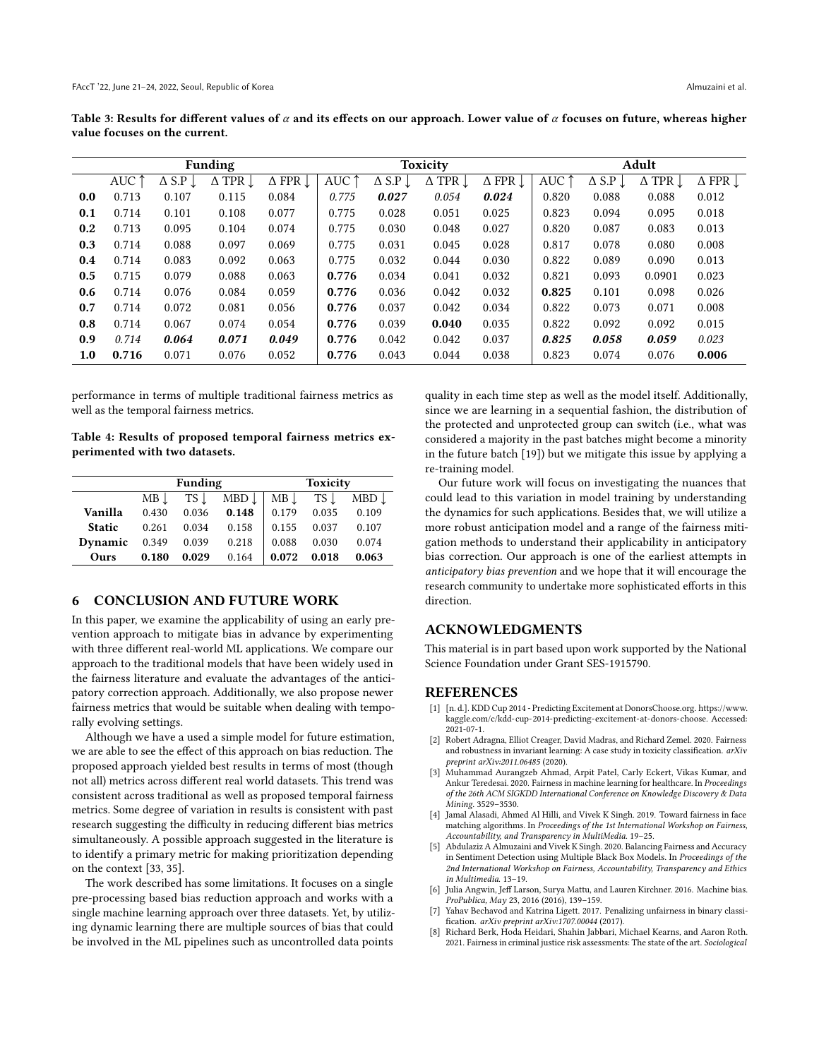**Table 3: Results for different values of $\alpha$ and its effects on our approach. Lower value of $\alpha$ focuses on future, whereas higher value focuses on the current.**

| | Funding | | | | Toxicity | | | | Adult | | | |
|---|---|---|---|---|---|---|---|---|---|---|---|---|
| | AUC ↑ | Δ S.P ↓ | Δ TPR ↓ | Δ FPR ↓ | AUC ↑ | Δ S.P ↓ | Δ TPR ↓ | Δ FPR ↓ | AUC ↑ | Δ S.P ↓ | Δ TPR ↓ | Δ FPR ↓ |
| **0.0** | 0.713 | 0.107 | 0.115 | 0.084 | *0.775* | ***0.027*** | *0.054* | ***0.024*** | 0.820 | 0.088 | 0.088 | 0.012 |
| **0.1** | 0.714 | 0.101 | 0.108 | 0.077 | 0.775 | 0.028 | 0.051 | 0.025 | 0.823 | 0.094 | 0.095 | 0.018 |
| **0.2** | 0.713 | 0.095 | 0.104 | 0.074 | 0.775 | 0.030 | 0.048 | 0.027 | 0.820 | 0.087 | 0.083 | 0.013 |
| **0.3** | 0.714 | 0.088 | 0.097 | 0.069 | 0.775 | 0.031 | 0.045 | 0.028 | 0.817 | 0.078 | 0.080 | 0.008 |
| **0.4** | 0.714 | 0.083 | 0.092 | 0.063 | 0.775 | 0.032 | 0.044 | 0.030 | 0.822 | 0.089 | 0.090 | 0.013 |
| **0.5** | 0.715 | 0.079 | 0.088 | 0.063 | **0.776** | 0.034 | 0.041 | 0.032 | 0.821 | 0.093 | 0.0901 | 0.023 |
| **0.6** | 0.714 | 0.076 | 0.084 | 0.059 | **0.776** | 0.036 | 0.042 | 0.032 | **0.825** | 0.101 | 0.098 | 0.026 |
| **0.7** | 0.714 | 0.072 | 0.081 | 0.056 | **0.776** | 0.037 | 0.042 | 0.034 | 0.822 | 0.073 | 0.071 | 0.008 |
| **0.8** | 0.714 | 0.067 | 0.074 | 0.054 | **0.776** | 0.039 | **0.040** | 0.035 | 0.822 | 0.092 | 0.092 | 0.015 |
| **0.9** | *0.714* | ***0.064*** | ***0.071*** | ***0.049*** | **0.776** | 0.042 | 0.042 | 0.037 | ***0.825*** | ***0.058*** | ***0.059*** | *0.023* |
| **1.0** | **0.716** | 0.071 | 0.076 | 0.052 | **0.776** | 0.043 | 0.044 | 0.038 | 0.823 | 0.074 | 0.076 | **0.006** |

performance in terms of multiple traditional fairness metrics as well as the temporal fairness metrics.

**Table 4: Results of proposed temporal fairness metrics experimented with two datasets.**

| | Funding | | | Toxicity | | |
|---|---|---|---|---|---|---|
| | MB ↓ | TS ↓ | MBD ↓ | MB ↓ | TS ↓ | MBD ↓ |
| **Vanilla** | 0.430 | 0.036 | **0.148** | 0.179 | 0.035 | 0.109 |
| **Static** | 0.261 | 0.034 | 0.158 | 0.155 | 0.037 | 0.107 |
| **Dynamic** | 0.349 | 0.039 | 0.218 | 0.088 | 0.030 | 0.074 |
| **Ours** | **0.180** | **0.029** | 0.164 | **0.072** | **0.018** | **0.063** |

## 6 CONCLUSION AND FUTURE WORK

In this paper, we examine the applicability of using an early prevention approach to mitigate bias in advance by experimenting with three different real-world ML applications. We compare our approach to the traditional models that have been widely used in the fairness literature and evaluate the advantages of the anticipatory correction approach. Additionally, we also propose newer fairness metrics that would be suitable when dealing with temporally evolving settings.

Although we have a used a simple model for future estimation, we are able to see the effect of this approach on bias reduction. The proposed approach yielded best results in terms of most (though not all) metrics across different real world datasets. This trend was consistent across traditional as well as proposed temporal fairness metrics. Some degree of variation in results is consistent with past research suggesting the difficulty in reducing different bias metrics simultaneously. A possible approach suggested in the literature is to identify a primary metric for making prioritization depending on the context [33, 35].

The work described has some limitations. It focuses on a single pre-processing based bias reduction approach and works with a single machine learning approach over three datasets. Yet, by utilizing dynamic learning there are multiple sources of bias that could be involved in the ML pipelines such as uncontrolled data points quality in each time step as well as the model itself. Additionally, since we are learning in a sequential fashion, the distribution of the protected and unprotected group can switch (i.e., what was considered a majority in the past batches might become a minority in the future batch [19]) but we mitigate this issue by applying a re-training model.

Our future work will focus on investigating the nuances that could lead to this variation in model training by understanding the dynamics for such applications. Besides that, we will utilize a more robust anticipation model and a range of the fairness mitigation methods to understand their applicability in anticipatory bias correction. Our approach is one of the earliest attempts in *anticipatory bias prevention* and we hope that it will encourage the research community to undertake more sophisticated efforts in this direction.

## ACKNOWLEDGMENTS

This material is in part based upon work supported by the National Science Foundation under Grant SES-1915790.

## REFERENCES

[1] [n. d.]. KDD Cup 2014 - Predicting Excitement at DonorsChoose.org. https://www.kaggle.com/c/kdd-cup-2014-predicting-excitement-at-donors-choose. Accessed: 2021-07-1.

[2] Robert Adragna, Elliot Creager, David Madras, and Richard Zemel. 2020. Fairness and robustness in invariant learning: A case study in toxicity classification. *arXiv preprint arXiv:2011.06485* (2020).

[3] Muhammad Aurangzeb Ahmad, Arpit Patel, Carly Eckert, Vikas Kumar, and Ankur Teredesai. 2020. Fairness in machine learning for healthcare. In *Proceedings of the 26th ACM SIGKDD International Conference on Knowledge Discovery & Data Mining*. 3529–3530.

[4] Jamal Alasadi, Ahmed Al Hilli, and Vivek K Singh. 2019. Toward fairness in face matching algorithms. In *Proceedings of the 1st International Workshop on Fairness, Accountability, and Transparency in MultiMedia*. 19–25.

[5] Abdulaziz A Almuzaini and Vivek K Singh. 2020. Balancing Fairness and Accuracy in Sentiment Detection using Multiple Black Box Models. In *Proceedings of the 2nd International Workshop on Fairness, Accountability, Transparency and Ethics in Multimedia*. 13–19.

[6] Julia Angwin, Jeff Larson, Surya Mattu, and Lauren Kirchner. 2016. Machine bias. *ProPublica, May* 23, 2016 (2016), 139–159.

[7] Yahav Bechavod and Katrina Ligett. 2017. Penalizing unfairness in binary classification. *arXiv preprint arXiv:1707.00044* (2017).

[8] Richard Berk, Hoda Heidari, Shahin Jabbari, Michael Kearns, and Aaron Roth. 2021. Fairness in criminal justice risk assessments: The state of the art. *Sociological*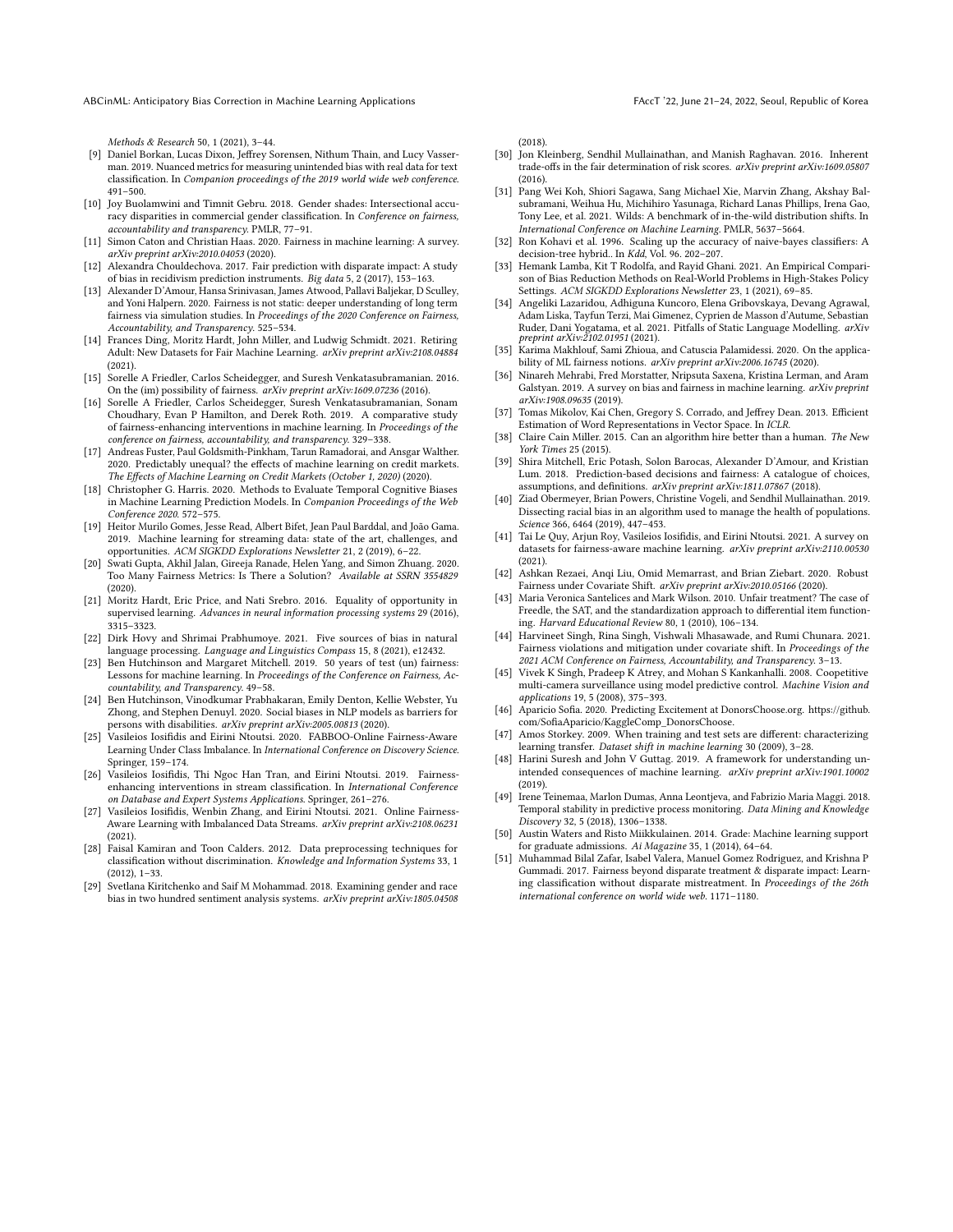*Methods & Research* 50, 1 (2021), 3–44.

[9] Daniel Borkan, Lucas Dixon, Jeffrey Sorensen, Nithum Thain, and Lucy Vasserman. 2019. Nuanced metrics for measuring unintended bias with real data for text classification. In *Companion proceedings of the 2019 world wide web conference*. 491–500.

[10] Joy Buolamwini and Timnit Gebru. 2018. Gender shades: Intersectional accuracy disparities in commercial gender classification. In *Conference on fairness, accountability and transparency*. PMLR, 77–91.

[11] Simon Caton and Christian Haas. 2020. Fairness in machine learning: A survey. *arXiv preprint arXiv:2010.04053* (2020).

[12] Alexandra Chouldechova. 2017. Fair prediction with disparate impact: A study of bias in recidivism prediction instruments. *Big data* 5, 2 (2017), 153–163.

[13] Alexander D'Amour, Hansa Srinivasan, James Atwood, Pallavi Baljekar, D Sculley, and Yoni Halpern. 2020. Fairness is not static: deeper understanding of long term fairness via simulation studies. In *Proceedings of the 2020 Conference on Fairness, Accountability, and Transparency*. 525–534.

[14] Frances Ding, Moritz Hardt, John Miller, and Ludwig Schmidt. 2021. Retiring Adult: New Datasets for Fair Machine Learning. *arXiv preprint arXiv:2108.04884* (2021).

[15] Sorelle A Friedler, Carlos Scheidegger, and Suresh Venkatasubramanian. 2016. On the (im) possibility of fairness. *arXiv preprint arXiv:1609.07236* (2016).

[16] Sorelle A Friedler, Carlos Scheidegger, Suresh Venkatasubramanian, Sonam Choudhary, Evan P Hamilton, and Derek Roth. 2019. A comparative study of fairness-enhancing interventions in machine learning. In *Proceedings of the conference on fairness, accountability, and transparency*. 329–338.

[17] Andreas Fuster, Paul Goldsmith-Pinkham, Tarun Ramadorai, and Ansgar Walther. 2020. Predictably unequal? the effects of machine learning on credit markets. *The Effects of Machine Learning on Credit Markets (October 1, 2020)* (2020).

[18] Christopher G. Harris. 2020. Methods to Evaluate Temporal Cognitive Biases in Machine Learning Prediction Models. In *Companion Proceedings of the Web Conference 2020*. 572–575.

[19] Heitor Murilo Gomes, Jesse Read, Albert Bifet, Jean Paul Barddal, and João Gama. 2019. Machine learning for streaming data: state of the art, challenges, and opportunities. *ACM SIGKDD Explorations Newsletter* 21, 2 (2019), 6–22.

[20] Swati Gupta, Akhil Jalan, Gireeja Ranade, Helen Yang, and Simon Zhuang. 2020. Too Many Fairness Metrics: Is There a Solution? *Available at SSRN 3554829* (2020).

[21] Moritz Hardt, Eric Price, and Nati Srebro. 2016. Equality of opportunity in supervised learning. *Advances in neural information processing systems* 29 (2016), 3315–3323.

[22] Dirk Hovy and Shrimai Prabhumoye. 2021. Five sources of bias in natural language processing. *Language and Linguistics Compass* 15, 8 (2021), e12432.

[23] Ben Hutchinson and Margaret Mitchell. 2019. 50 years of test (un) fairness: Lessons for machine learning. In *Proceedings of the Conference on Fairness, Accountability, and Transparency*. 49–58.

[24] Ben Hutchinson, Vinodkumar Prabhakaran, Emily Denton, Kellie Webster, Yu Zhong, and Stephen Denuyl. 2020. Social biases in NLP models as barriers for persons with disabilities. *arXiv preprint arXiv:2005.00813* (2020).

[25] Vasileios Iosifidis and Eirini Ntoutsi. 2020. FABBOO-Online Fairness-Aware Learning Under Class Imbalance. In *International Conference on Discovery Science*. Springer, 159–174.

[26] Vasileios Iosifidis, Thi Ngoc Han Tran, and Eirini Ntoutsi. 2019. Fairness-enhancing interventions in stream classification. In *International Conference on Database and Expert Systems Applications*. Springer, 261–276.

[27] Vasileios Iosifidis, Wenbin Zhang, and Eirini Ntoutsi. 2021. Online Fairness-Aware Learning with Imbalanced Data Streams. *arXiv preprint arXiv:2108.06231* (2021).

[28] Faisal Kamiran and Toon Calders. 2012. Data preprocessing techniques for classification without discrimination. *Knowledge and Information Systems* 33, 1 (2012), 1–33.

[29] Svetlana Kiritchenko and Saif M Mohammad. 2018. Examining gender and race bias in two hundred sentiment analysis systems. *arXiv preprint arXiv:1805.04508* (2018).

[30] Jon Kleinberg, Sendhil Mullainathan, and Manish Raghavan. 2016. Inherent trade-offs in the fair determination of risk scores. *arXiv preprint arXiv:1609.05807* (2016).

[31] Pang Wei Koh, Shiori Sagawa, Sang Michael Xie, Marvin Zhang, Akshay Balsubramani, Weihua Hu, Michihiro Yasunaga, Richard Lanas Phillips, Irena Gao, Tony Lee, et al. 2021. Wilds: A benchmark of in-the-wild distribution shifts. In *International Conference on Machine Learning*. PMLR, 5637–5664.

[32] Ron Kohavi et al. 1996. Scaling up the accuracy of naive-bayes classifiers: A decision-tree hybrid.. In *Kdd*, Vol. 96. 202–207.

[33] Hemank Lamba, Kit T Rodolfa, and Rayid Ghani. 2021. An Empirical Comparison of Bias Reduction Methods on Real-World Problems in High-Stakes Policy Settings. *ACM SIGKDD Explorations Newsletter* 23, 1 (2021), 69–85.

[34] Angeliki Lazaridou, Adhiguna Kuncoro, Elena Gribovskaya, Devang Agrawal, Adam Liska, Tayfun Terzi, Mai Gimenez, Cyprien de Masson d'Autume, Sebastian Ruder, Dani Yogatama, et al. 2021. Pitfalls of Static Language Modelling. *arXiv preprint arXiv:2102.01951* (2021).

[35] Karima Makhlouf, Sami Zhioua, and Catuscia Palamidessi. 2020. On the applicability of ML fairness notions. *arXiv preprint arXiv:2006.16745* (2020).

[36] Ninareh Mehrabi, Fred Morstatter, Nripsuta Saxena, Kristina Lerman, and Aram Galstyan. 2019. A survey on bias and fairness in machine learning. *arXiv preprint arXiv:1908.09635* (2019).

[37] Tomas Mikolov, Kai Chen, Gregory S. Corrado, and Jeffrey Dean. 2013. Efficient Estimation of Word Representations in Vector Space. In *ICLR*.

[38] Claire Cain Miller. 2015. Can an algorithm hire better than a human. *The New York Times* 25 (2015).

[39] Shira Mitchell, Eric Potash, Solon Barocas, Alexander D'Amour, and Kristian Lum. 2018. Prediction-based decisions and fairness: A catalogue of choices, assumptions, and definitions. *arXiv preprint arXiv:1811.07867* (2018).

[40] Ziad Obermeyer, Brian Powers, Christine Vogeli, and Sendhil Mullainathan. 2019. Dissecting racial bias in an algorithm used to manage the health of populations. *Science* 366, 6464 (2019), 447–453.

[41] Tai Le Quy, Arjun Roy, Vasileios Iosifidis, and Eirini Ntoutsi. 2021. A survey on datasets for fairness-aware machine learning. *arXiv preprint arXiv:2110.00530* (2021).

[42] Ashkan Rezaei, Anqi Liu, Omid Memarrast, and Brian Ziebart. 2020. Robust Fairness under Covariate Shift. *arXiv preprint arXiv:2010.05166* (2020).

[43] Maria Veronica Santelices and Mark Wilson. 2010. Unfair treatment? The case of Freedle, the SAT, and the standardization approach to differential item functioning. *Harvard Educational Review* 80, 1 (2010), 106–134.

[44] Harvineet Singh, Rina Singh, Vishwali Mhasawade, and Rumi Chunara. 2021. Fairness violations and mitigation under covariate shift. In *Proceedings of the 2021 ACM Conference on Fairness, Accountability, and Transparency*. 3–13.

[45] Vivek K Singh, Pradeep K Atrey, and Mohan S Kankanhalli. 2008. Coopetitive multi-camera surveillance using model predictive control. *Machine Vision and applications* 19, 5 (2008), 375–393.

[46] Aparicio Sofia. 2020. Predicting Excitement at DonorsChoose.org. https://github.com/SofiaAparicio/KaggleComp_DonorsChoose.

[47] Amos Storkey. 2009. When training and test sets are different: characterizing learning transfer. *Dataset shift in machine learning* 30 (2009), 3–28.

[48] Harini Suresh and John V Guttag. 2019. A framework for understanding unintended consequences of machine learning. *arXiv preprint arXiv:1901.10002* (2019).

[49] Irene Teinemaa, Marlon Dumas, Anna Leontjeva, and Fabrizio Maria Maggi. 2018. Temporal stability in predictive process monitoring. *Data Mining and Knowledge Discovery* 32, 5 (2018), 1306–1338.

[50] Austin Waters and Risto Miikkulainen. 2014. Grade: Machine learning support for graduate admissions. *Ai Magazine* 35, 1 (2014), 64–64.

[51] Muhammad Bilal Zafar, Isabel Valera, Manuel Gomez Rodriguez, and Krishna P Gummadi. 2017. Fairness beyond disparate treatment & disparate impact: Learning classification without disparate mistreatment. In *Proceedings of the 26th international conference on world wide web*. 1171–1180.